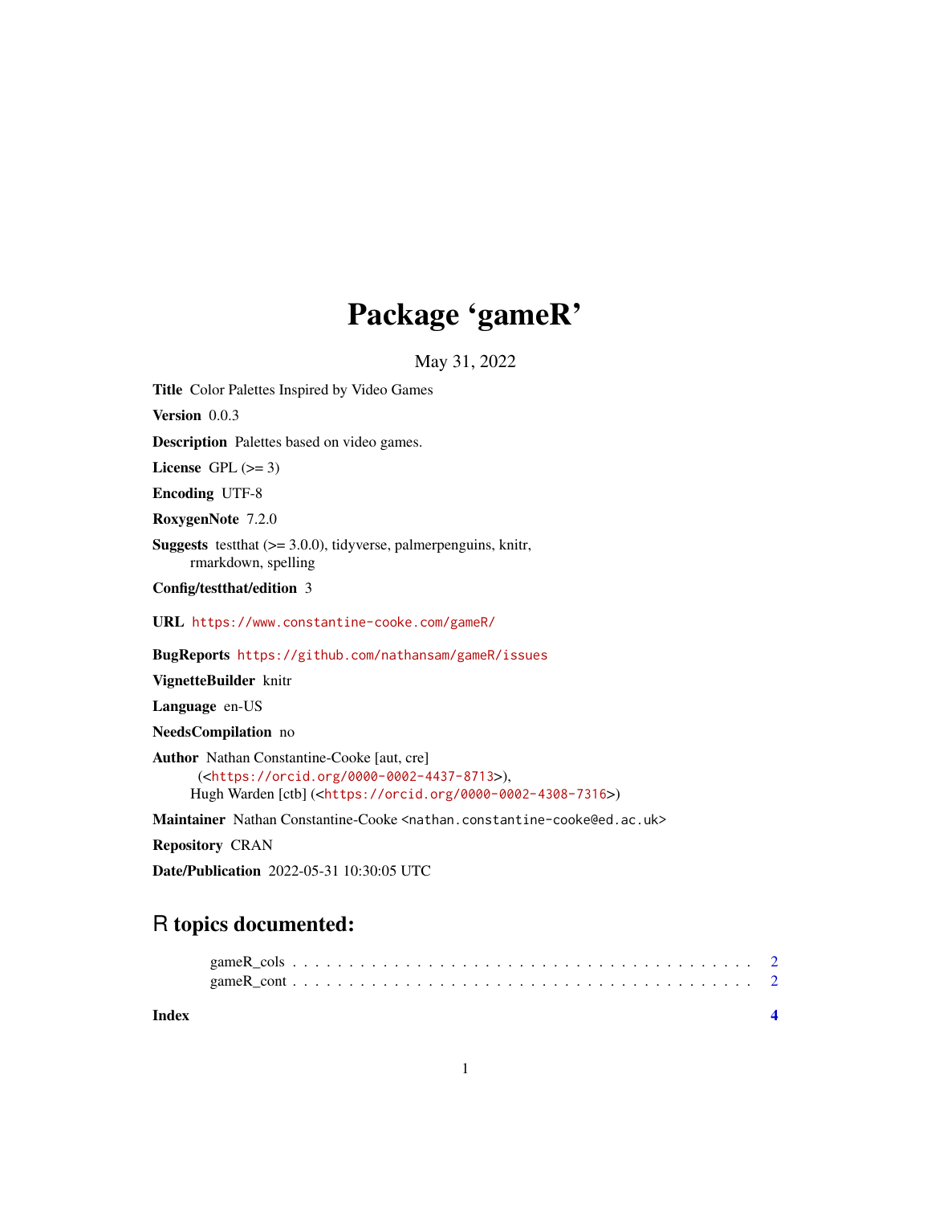# Package 'gameR'

May 31, 2022

**Title** Color Palettes Inspired by Video Games

**Version** 0.0.3

**Description** Palettes based on video games.

**License** GPL (>= 3)

**Encoding** UTF-8

**RoxygenNote** 7.2.0

**Suggests** testthat (>= 3.0.0), tidyverse, palmerpenguins, knitr, rmarkdown, spelling

**Config/testthat/edition** 3

**URL** https://www.constantine-cooke.com/gameR/

**BugReports** https://github.com/nathansam/gameR/issues

**VignetteBuilder** knitr

**Language** en-US

**NeedsCompilation** no

**Author** Nathan Constantine-Cooke [aut, cre] (<https://orcid.org/0000-0002-4437-8713>), Hugh Warden [ctb] (<https://orcid.org/0000-0002-4308-7316>)

**Maintainer** Nathan Constantine-Cooke <nathan.constantine-cooke@ed.ac.uk>

**Repository** CRAN

**Date/Publication** 2022-05-31 10:30:05 UTC

## R topics documented:

gameR_cols . . . . . . . . . . . . . . . . . . . . . . . . . . . . . . . . . . . . . . . 2
gameR_cont . . . . . . . . . . . . . . . . . . . . . . . . . . . . . . . . . . . . . . . 2

**Index** **4**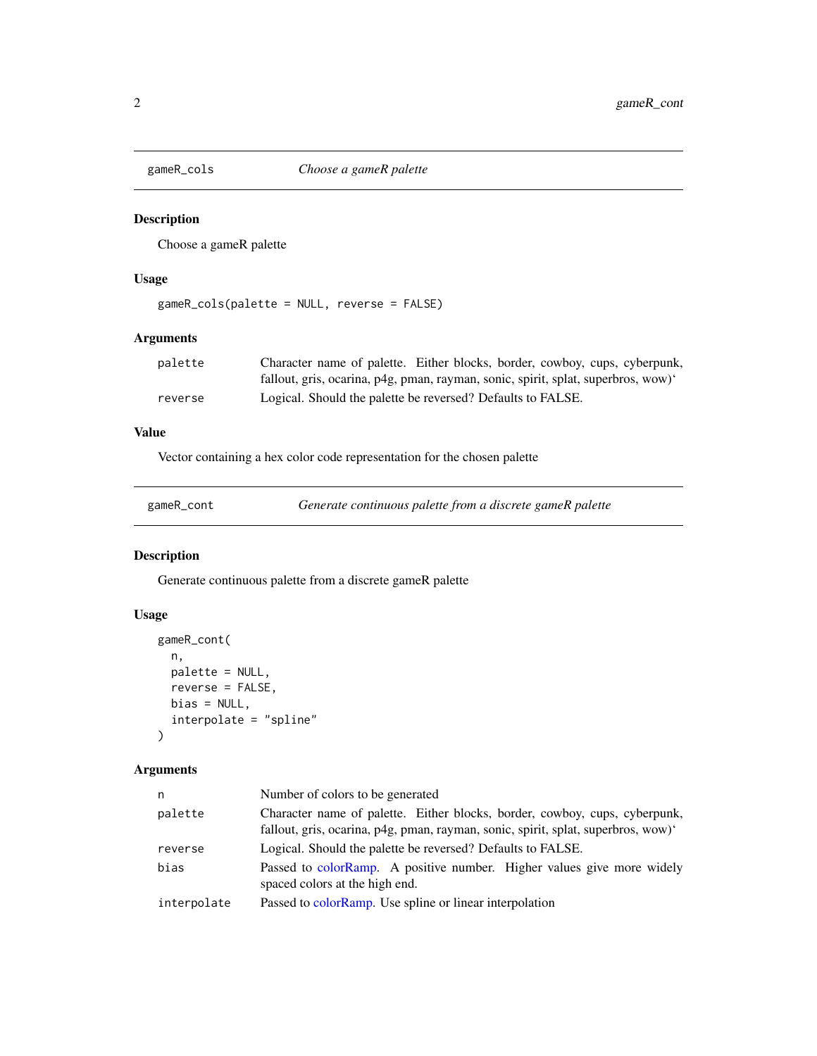## gameR_cols — *Choose a gameR palette*

### Description

Choose a gameR palette

### Usage

```
gameR_cols(palette = NULL, reverse = FALSE)
```

### Arguments

| | |
|---|---|
| palette | Character name of palette. Either blocks, border, cowboy, cups, cyberpunk, fallout, gris, ocarina, p4g, pman, rayman, sonic, spirit, splat, superbros, wow)' |
| reverse | Logical. Should the palette be reversed? Defaults to FALSE. |

### Value

Vector containing a hex color code representation for the chosen palette

## gameR_cont — *Generate continuous palette from a discrete gameR palette*

### Description

Generate continuous palette from a discrete gameR palette

### Usage

```
gameR_cont(
  n,
  palette = NULL,
  reverse = FALSE,
  bias = NULL,
  interpolate = "spline"
)
```

### Arguments

| | |
|---|---|
| n | Number of colors to be generated |
| palette | Character name of palette. Either blocks, border, cowboy, cups, cyberpunk, fallout, gris, ocarina, p4g, pman, rayman, sonic, spirit, splat, superbros, wow)' |
| reverse | Logical. Should the palette be reversed? Defaults to FALSE. |
| bias | Passed to colorRamp. A positive number. Higher values give more widely spaced colors at the high end. |
| interpolate | Passed to colorRamp. Use spline or linear interpolation |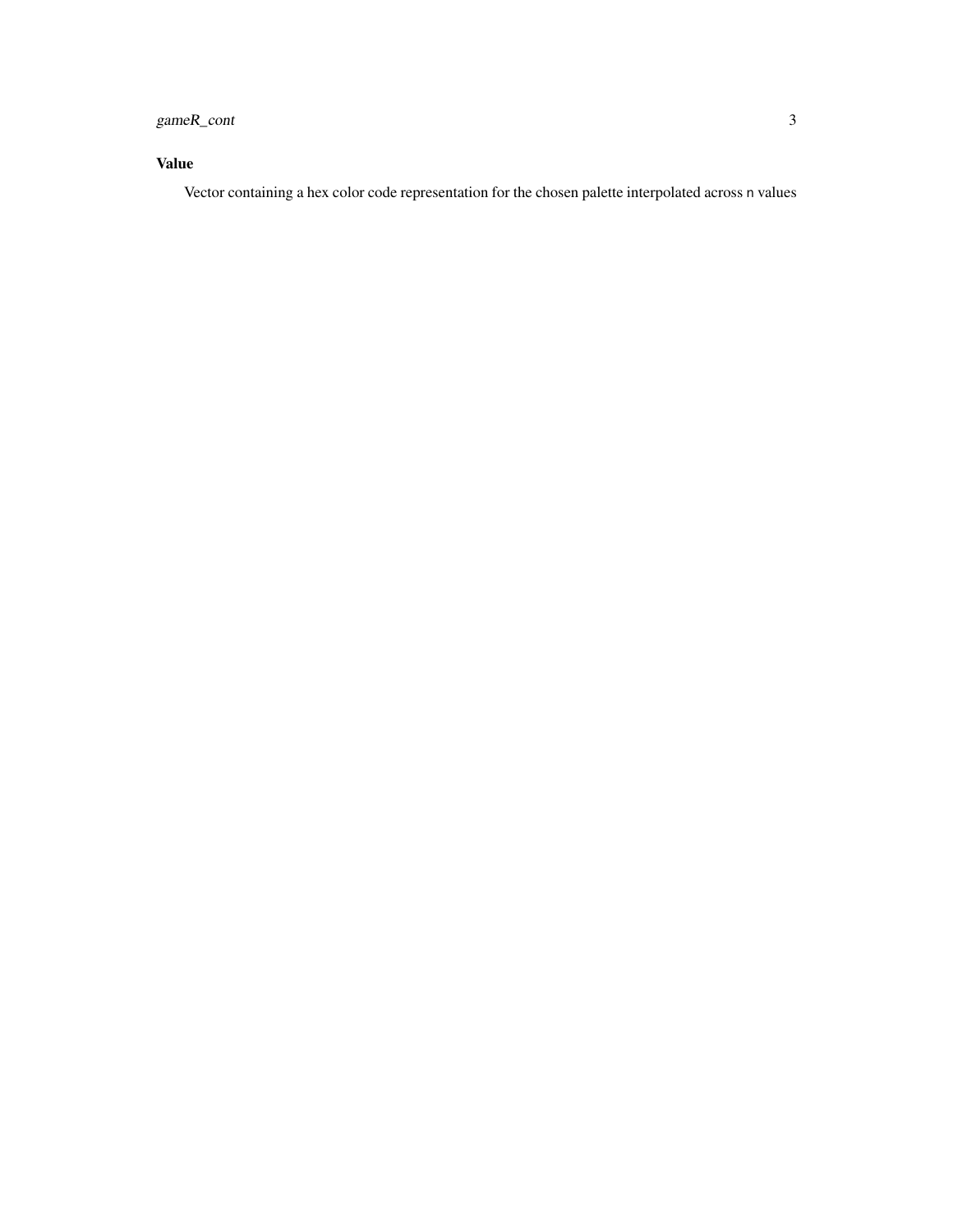### Value

Vector containing a hex color code representation for the chosen palette interpolated across `n` values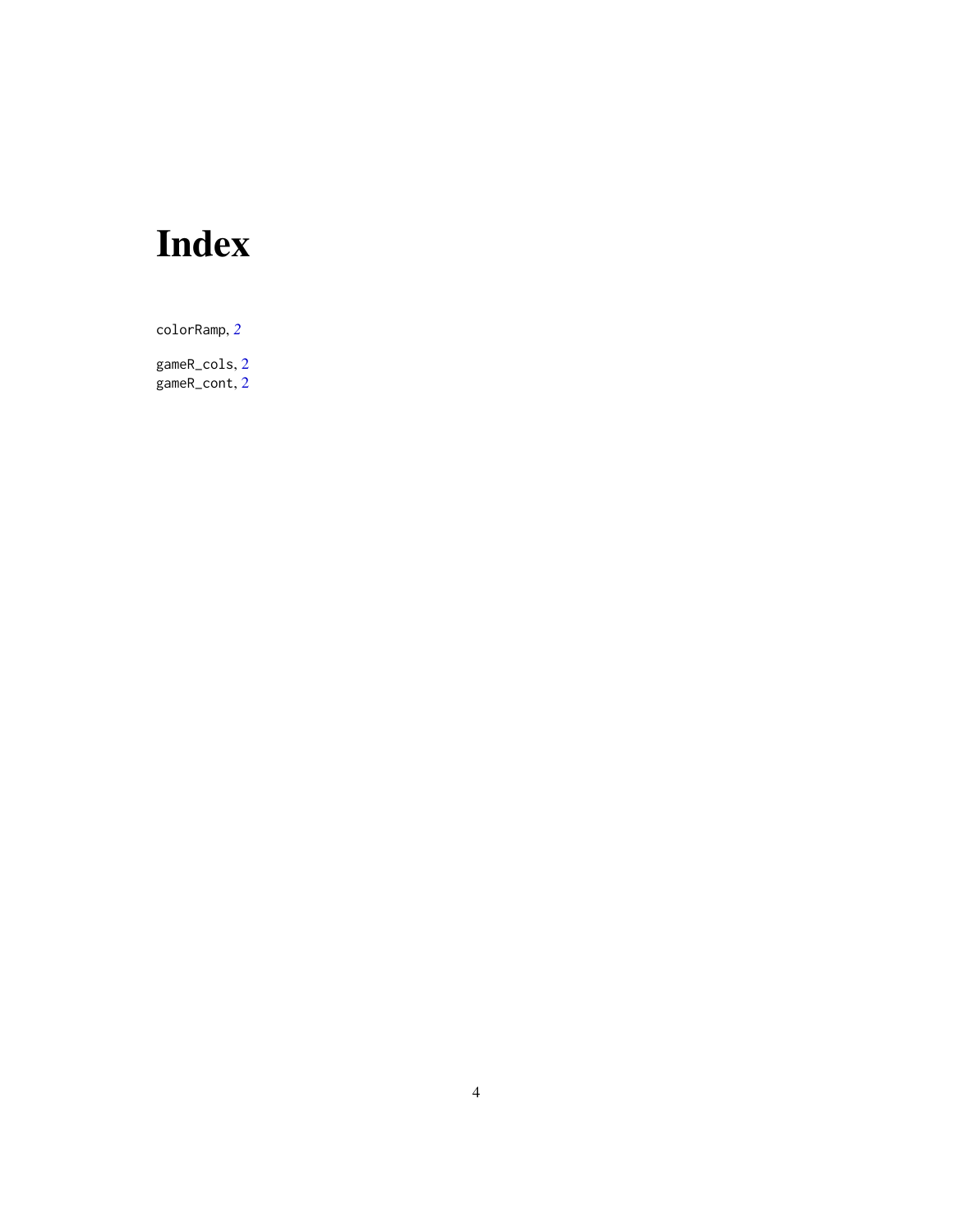# Index

colorRamp, *2*

gameR_cols, 2
gameR_cont, 2